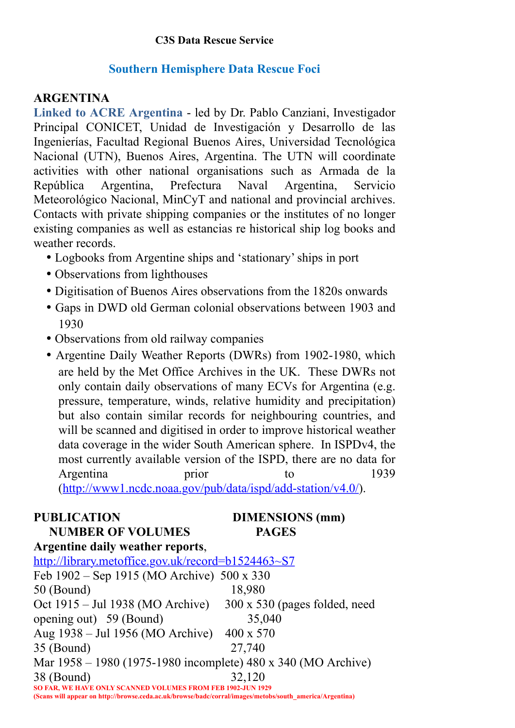**C3S Data Rescue Service**

## Southern Hemisphere Data Rescue Foci

### ARGENTINA

**Linked to ACRE Argentina** - led by Dr. Pablo Canziani, Investigador Principal CONICET, Unidad de Investigación y Desarrollo de las Ingenierías, Facultad Regional Buenos Aires, Universidad Tecnológica Nacional (UTN), Buenos Aires, Argentina. The UTN will coordinate activities with other national organisations such as Armada de la República Argentina, Prefectura Naval Argentina, Servicio Meteorológico Nacional, MinCyT and national and provincial archives. Contacts with private shipping companies or the institutes of no longer existing companies as well as estancias re historical ship log books and weather records.

- Logbooks from Argentine ships and 'stationary' ships in port
- Observations from lighthouses
- Digitisation of Buenos Aires observations from the 1820s onwards
- Gaps in DWD old German colonial observations between 1903 and 1930
- Observations from old railway companies
- Argentine Daily Weather Reports (DWRs) from 1902-1980, which are held by the Met Office Archives in the UK. These DWRs not only contain daily observations of many ECVs for Argentina (e.g. pressure, temperature, winds, relative humidity and precipitation) but also contain similar records for neighbouring countries, and will be scanned and digitised in order to improve historical weather data coverage in the wider South American sphere. In ISPDv4, the most currently available version of the ISPD, there are no data for Argentina prior to 1939 (http://www1.ncdc.noaa.gov/pub/data/ispd/add-station/v4.0/).

| PUBLICATION | NUMBER OF VOLUMES | DIMENSIONS (mm) | PAGES |
|---|---|---|---|
| **Argentine daily weather reports**, http://library.metoffice.gov.uk/record=b1524463~S7 | | | |
| Feb 1902 – Sep 1915 (MO Archive) | 50 (Bound) | 500 x 330 | 18,980 |
| Oct 1915 – Jul 1938 (MO Archive) | 59 (Bound) | 300 x 530 (pages folded, need opening out) | 35,040 |
| Aug 1938 – Jul 1956 (MO Archive) | 35 (Bound) | 400 x 570 | 27,740 |
| Mar 1958 – 1980 (1975-1980 incomplete) (MO Archive) | 38 (Bound) | 480 x 340 | 32,120 |

**SO FAR, WE HAVE ONLY SCANNED VOLUMES FROM FEB 1902-JUN 1929**
**(Scans will appear on http://browse.ceda.ac.uk/browse/badc/corral/images/metobs/south_america/Argentina)**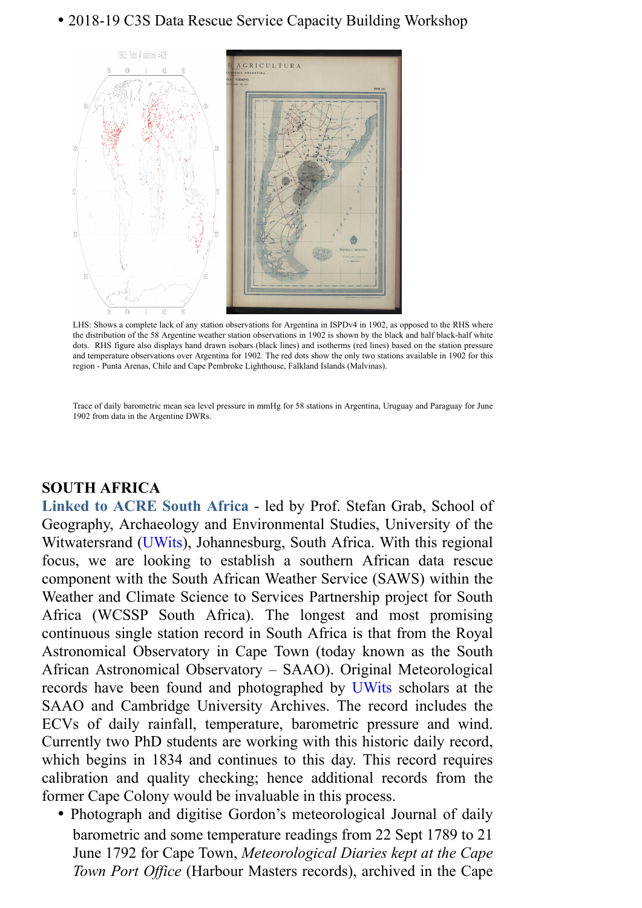- 2018-19 C3S Data Rescue Service Capacity Building Workshop

LHS: Shows a complete lack of any station observations for Argentina in ISPDv4 in 1902, as opposed to the RHS where the distribution of the 58 Argentine weather station observations in 1902 is shown by the black and half black-half white dots. RHS figure also displays hand drawn isobars (black lines) and isotherms (red lines) based on the station pressure and temperature observations over Argentina for 1902. The red dots show the only two stations available in 1902 for this region - Punta Arenas, Chile and Cape Pembroke Lighthouse, Falkland Islands (Malvinas).

Trace of daily barometric mean sea level pressure in mmHg for 58 stations in Argentina, Uruguay and Paraguay for June 1902 from data in the Argentine DWRs.

**SOUTH AFRICA**

**Linked to ACRE South Africa** - led by Prof. Stefan Grab, School of Geography, Archaeology and Environmental Studies, University of the Witwatersrand (UWits), Johannesburg, South Africa. With this regional focus, we are looking to establish a southern African data rescue component with the South African Weather Service (SAWS) within the Weather and Climate Science to Services Partnership project for South Africa (WCSSP South Africa). The longest and most promising continuous single station record in South Africa is that from the Royal Astronomical Observatory in Cape Town (today known as the South African Astronomical Observatory – SAAO). Original Meteorological records have been found and photographed by UWits scholars at the SAAO and Cambridge University Archives. The record includes the ECVs of daily rainfall, temperature, barometric pressure and wind. Currently two PhD students are working with this historic daily record, which begins in 1834 and continues to this day. This record requires calibration and quality checking; hence additional records from the former Cape Colony would be invaluable in this process.

- Photograph and digitise Gordon's meteorological Journal of daily barometric and some temperature readings from 22 Sept 1789 to 21 June 1792 for Cape Town, *Meteorological Diaries kept at the Cape Town Port Office* (Harbour Masters records), archived in the Cape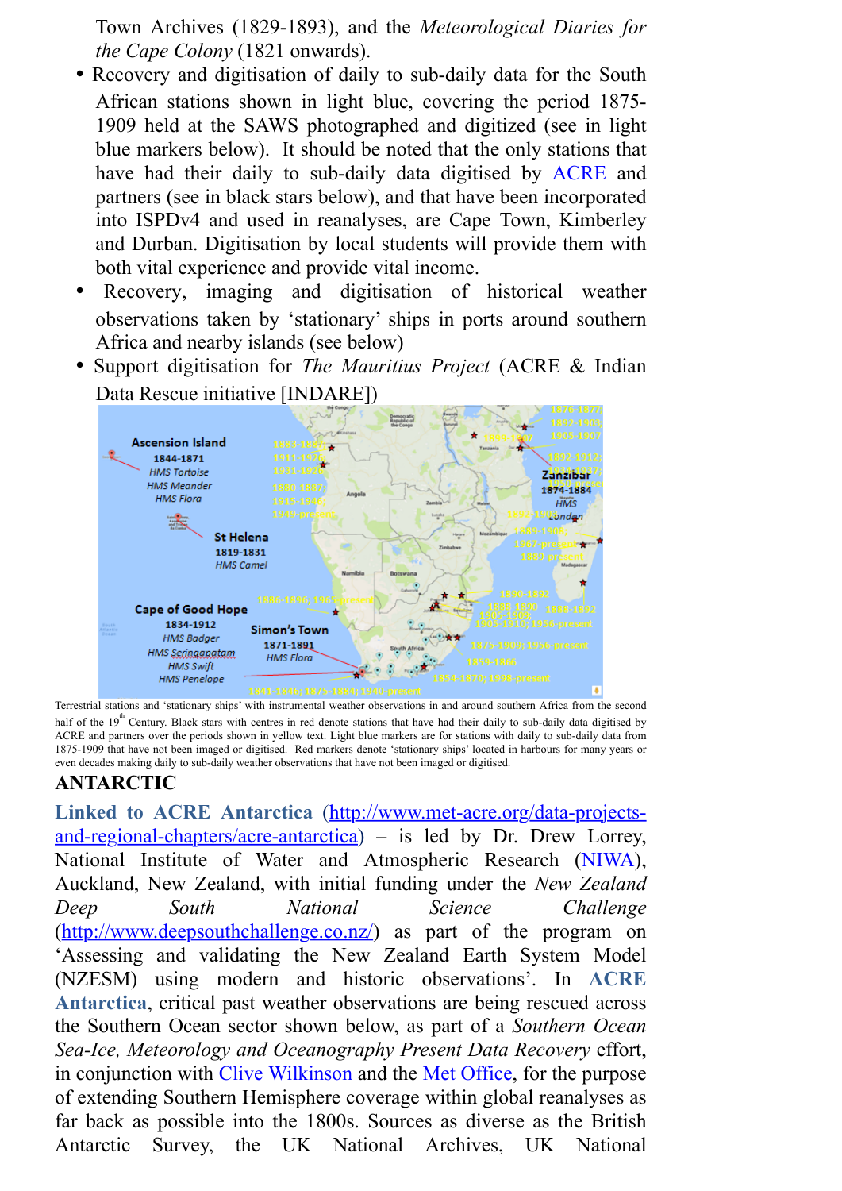Town Archives (1829-1893), and the *Meteorological Diaries for the Cape Colony* (1821 onwards).

- Recovery and digitisation of daily to sub-daily data for the South African stations shown in light blue, covering the period 1875-1909 held at the SAWS photographed and digitized (see in light blue markers below). It should be noted that the only stations that have had their daily to sub-daily data digitised by ACRE and partners (see in black stars below), and that have been incorporated into ISPDv4 and used in reanalyses, are Cape Town, Kimberley and Durban. Digitisation by local students will provide them with both vital experience and provide vital income.
- Recovery, imaging and digitisation of historical weather observations taken by 'stationary' ships in ports around southern Africa and nearby islands (see below)
- Support digitisation for *The Mauritius Project* (ACRE & Indian Data Rescue initiative [INDARE])

Terrestrial stations and 'stationary ships' with instrumental weather observations in and around southern Africa from the second half of the 19th Century. Black stars with centres in red denote stations that have had their daily to sub-daily data digitised by ACRE and partners over the periods shown in yellow text. Light blue markers are for stations with daily to sub-daily data from 1875-1909 that have not been imaged or digitised. Red markers denote 'stationary ships' located in harbours for many years or even decades making daily to sub-daily weather observations that have not been imaged or digitised.

## ANTARCTIC

**Linked to ACRE Antarctica** (http://www.met-acre.org/data-projects-and-regional-chapters/acre-antarctica) – is led by Dr. Drew Lorrey, National Institute of Water and Atmospheric Research (NIWA), Auckland, New Zealand, with initial funding under the *New Zealand Deep South National Science Challenge* (http://www.deepsouthchallenge.co.nz/) as part of the program on 'Assessing and validating the New Zealand Earth System Model (NZESM) using modern and historic observations'. In **ACRE Antarctica**, critical past weather observations are being rescued across the Southern Ocean sector shown below, as part of a *Southern Ocean Sea-Ice, Meteorology and Oceanography Present Data Recovery* effort, in conjunction with Clive Wilkinson and the Met Office, for the purpose of extending Southern Hemisphere coverage within global reanalyses as far back as possible into the 1800s. Sources as diverse as the British Antarctic Survey, the UK National Archives, UK National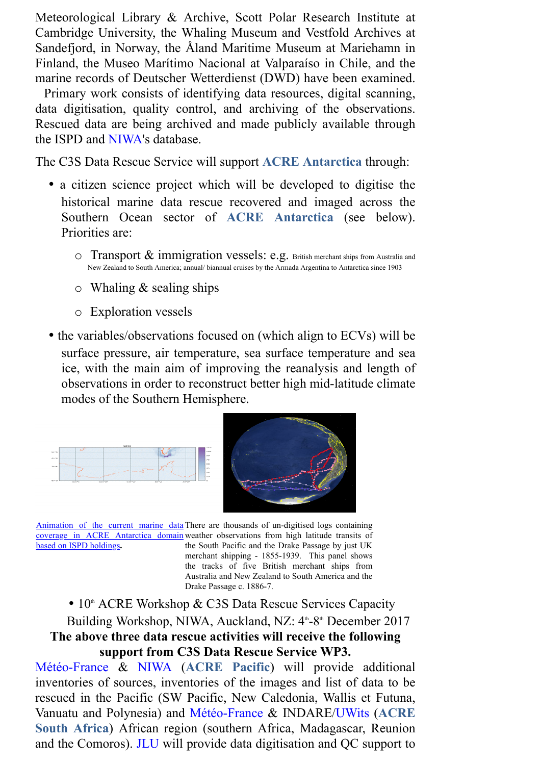Meteorological Library & Archive, Scott Polar Research Institute at Cambridge University, the Whaling Museum and Vestfold Archives at Sandefjord, in Norway, the Åland Maritime Museum at Mariehamn in Finland, the Museo Marítimo Nacional at Valparaíso in Chile, and the marine records of Deutscher Wetterdienst (DWD) have been examined.

Primary work consists of identifying data resources, digital scanning, data digitisation, quality control, and archiving of the observations. Rescued data are being archived and made publicly available through the ISPD and NIWA's database.

The C3S Data Rescue Service will support **ACRE Antarctica** through:

- a citizen science project which will be developed to digitise the historical marine data rescue recovered and imaged across the Southern Ocean sector of **ACRE Antarctica** (see below). Priorities are:
  - Transport & immigration vessels: e.g. British merchant ships from Australia and New Zealand to South America; annual/ biannual cruises by the Armada Argentina to Antarctica since 1903
  - Whaling & sealing ships
  - Exploration vessels
- the variables/observations focused on (which align to ECVs) will be surface pressure, air temperature, sea surface temperature and sea ice, with the main aim of improving the reanalysis and length of observations in order to reconstruct better high mid-latitude climate modes of the Southern Hemisphere.

Animation of the current marine data coverage in ACRE Antarctica domain based on ISPD holdings.

There are thousands of un-digitised logs containing weather observations from high latitude transits of the South Pacific and the Drake Passage by just UK merchant shipping - 1855-1939. This panel shows the tracks of five British merchant ships from Australia and New Zealand to South America and the Drake Passage c. 1886-7.

- 10th ACRE Workshop & C3S Data Rescue Services Capacity Building Workshop, NIWA, Auckland, NZ: 4th-8th December 2017

**The above three data rescue activities will receive the following support from C3S Data Rescue Service WP3.**

Météo-France & NIWA (**ACRE Pacific**) will provide additional inventories of sources, inventories of the images and list of data to be rescued in the Pacific (SW Pacific, New Caledonia, Wallis et Futuna, Vanuatu and Polynesia) and Météo-France & INDARE/UWits (**ACRE South Africa**) African region (southern Africa, Madagascar, Reunion and the Comoros). JLU will provide data digitisation and QC support to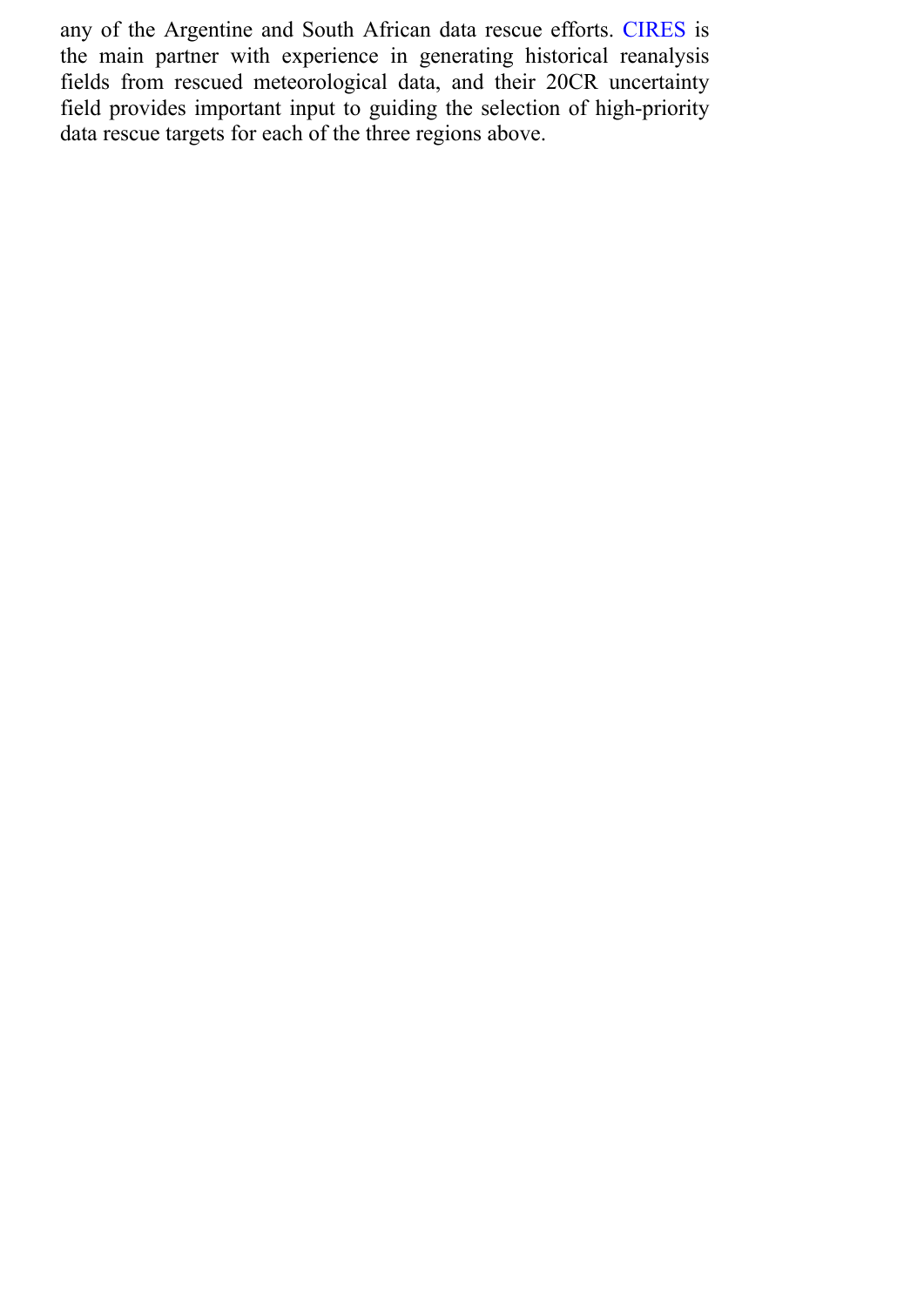any of the Argentine and South African data rescue efforts. CIRES is the main partner with experience in generating historical reanalysis fields from rescued meteorological data, and their 20CR uncertainty field provides important input to guiding the selection of high-priority data rescue targets for each of the three regions above.